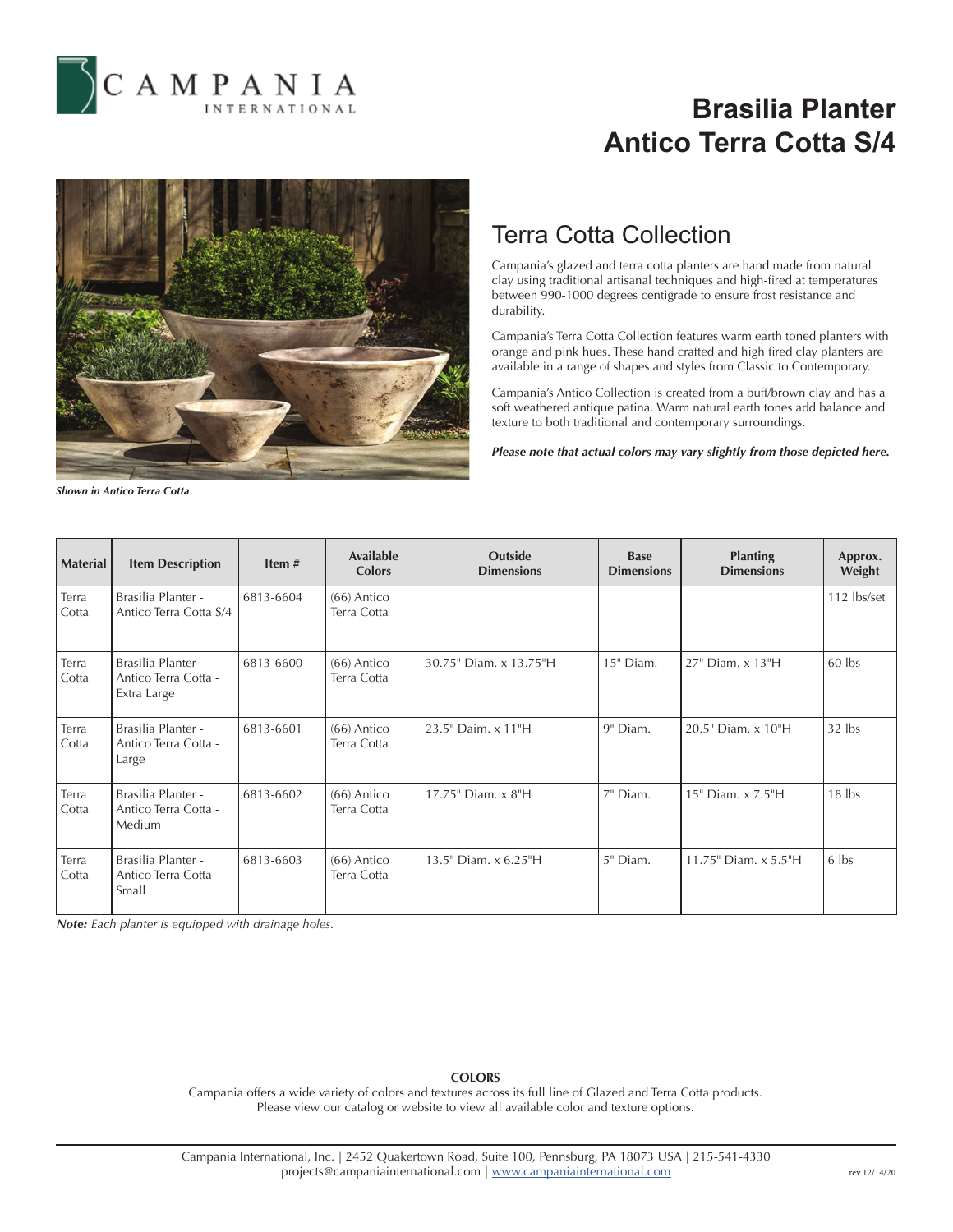# Brasilia Planter Antico Terra Cotta S/4

*Shown in Antico Terra Cotta*

## Terra Cotta Collection

Campania's glazed and terra cotta planters are hand made from natural clay using traditional artisanal techniques and high-fired at temperatures between 990-1000 degrees centigrade to ensure frost resistance and durability.

Campania's Terra Cotta Collection features warm earth toned planters with orange and pink hues. These hand crafted and high fired clay planters are available in a range of shapes and styles from Classic to Contemporary.

Campania's Antico Collection is created from a buff/brown clay and has a soft weathered antique patina. Warm natural earth tones add balance and texture to both traditional and contemporary surroundings.

***Please note that actual colors may vary slightly from those depicted here.***

| Material | Item Description | Item # | Available Colors | Outside Dimensions | Base Dimensions | Planting Dimensions | Approx. Weight |
|---|---|---|---|---|---|---|---|
| Terra Cotta | Brasilia Planter - Antico Terra Cotta S/4 | 6813-6604 | (66) Antico Terra Cotta | | | | 112 lbs/set |
| Terra Cotta | Brasilia Planter - Antico Terra Cotta - Extra Large | 6813-6600 | (66) Antico Terra Cotta | 30.75" Diam. x 13.75"H | 15" Diam. | 27" Diam. x 13"H | 60 lbs |
| Terra Cotta | Brasilia Planter - Antico Terra Cotta - Large | 6813-6601 | (66) Antico Terra Cotta | 23.5" Daim. x 11"H | 9" Diam. | 20.5" Diam. x 10"H | 32 lbs |
| Terra Cotta | Brasilia Planter - Antico Terra Cotta - Medium | 6813-6602 | (66) Antico Terra Cotta | 17.75" Diam. x 8"H | 7" Diam. | 15" Diam. x 7.5"H | 18 lbs |
| Terra Cotta | Brasilia Planter - Antico Terra Cotta - Small | 6813-6603 | (66) Antico Terra Cotta | 13.5" Diam. x 6.25"H | 5" Diam. | 11.75" Diam. x 5.5"H | 6 lbs |

***Note:*** *Each planter is equipped with drainage holes.*

**COLORS**

Campania offers a wide variety of colors and textures across its full line of Glazed and Terra Cotta products. Please view our catalog or website to view all available color and texture options.

Campania International, Inc. | 2452 Quakertown Road, Suite 100, Pennsburg, PA 18073 USA | 215-541-4330
projects@campaniainternational.com | www.campaniainternational.com

rev 12/14/20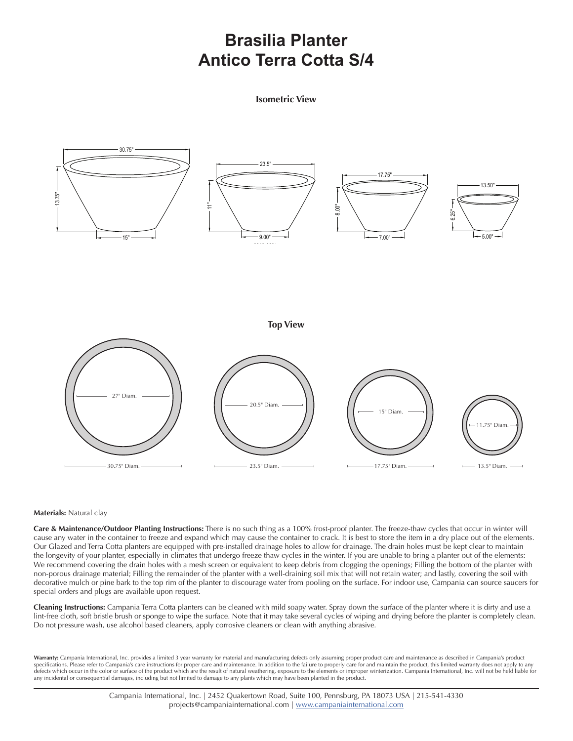# Brasilia Planter
# Antico Terra Cotta S/4

### Isometric View

30.75"
13.75"
15"

23.5"
11"
9.00"

17.75"
8.00"
7.00"

13.50"
6.25"
5.00"

### Top View

27" Diam.
30.75" Diam.

20.5" Diam.
23.5" Diam.

15" Diam.
17.75" Diam.

11.75" Diam.
13.5" Diam.

**Materials:** Natural clay

**Care & Maintenance/Outdoor Planting Instructions:** There is no such thing as a 100% frost-proof planter. The freeze-thaw cycles that occur in winter will cause any water in the container to freeze and expand which may cause the container to crack. It is best to store the item in a dry place out of the elements. Our Glazed and Terra Cotta planters are equipped with pre-installed drainage holes to allow for drainage. The drain holes must be kept clear to maintain the longevity of your planter, especially in climates that undergo freeze thaw cycles in the winter. If you are unable to bring a planter out of the elements: We recommend covering the drain holes with a mesh screen or equivalent to keep debris from clogging the openings; Filling the bottom of the planter with non-porous drainage material; Filling the remainder of the planter with a well-draining soil mix that will not retain water; and lastly, covering the soil with decorative mulch or pine bark to the top rim of the planter to discourage water from pooling on the surface. For indoor use, Campania can source saucers for special orders and plugs are available upon request.

**Cleaning Instructions:** Campania Terra Cotta planters can be cleaned with mild soapy water. Spray down the surface of the planter where it is dirty and use a lint-free cloth, soft bristle brush or sponge to wipe the surface. Note that it may take several cycles of wiping and drying before the planter is completely clean. Do not pressure wash, use alcohol based cleaners, apply corrosive cleaners or clean with anything abrasive.

**Warranty:** Campania International, Inc. provides a limited 3 year warranty for material and manufacturing defects only assuming proper product care and maintenance as described in Campania's product specifications. Please refer to Campania's care instructions for proper care and maintenance. In addition to the failure to properly care for and maintain the product, this limited warranty does not apply to any defects which occur in the color or surface of the product which are the result of natural weathering, exposure to the elements or improper winterization. Campania International, Inc. will not be held liable for any incidental or consequential damages, including but not limited to damage to any plants which may have been planted in the product.

Campania International, Inc. | 2452 Quakertown Road, Suite 100, Pennsburg, PA 18073 USA | 215-541-4330
projects@campaniainternational.com | www.campaniainternational.com